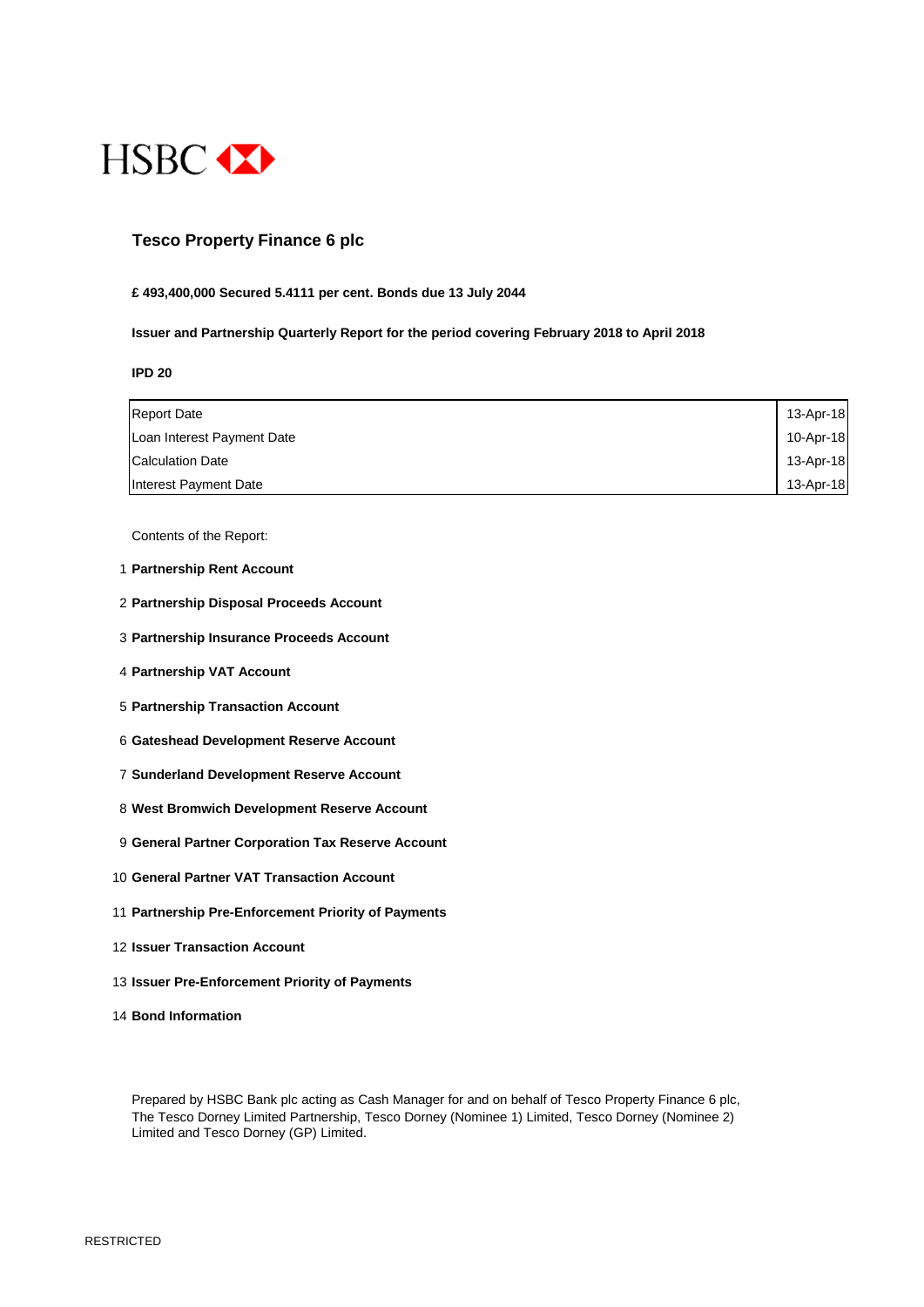HSBC

# Tesco Property Finance 6 plc

**£ 493,400,000 Secured 5.4111 per cent. Bonds due 13 July 2044**

**Issuer and Partnership Quarterly Report for the period covering February 2018 to April 2018**

**IPD 20**

| | |
|---|---|
| Report Date | 13-Apr-18 |
| Loan Interest Payment Date | 10-Apr-18 |
| Calculation Date | 13-Apr-18 |
| Interest Payment Date | 13-Apr-18 |

Contents of the Report:

1. **Partnership Rent Account**
2. **Partnership Disposal Proceeds Account**
3. **Partnership Insurance Proceeds Account**
4. **Partnership VAT Account**
5. **Partnership Transaction Account**
6. **Gateshead Development Reserve Account**
7. **Sunderland Development Reserve Account**
8. **West Bromwich Development Reserve Account**
9. **General Partner Corporation Tax Reserve Account**
10. **General Partner VAT Transaction Account**
11. **Partnership Pre-Enforcement Priority of Payments**
12. **Issuer Transaction Account**
13. **Issuer Pre-Enforcement Priority of Payments**
14. **Bond Information**

Prepared by HSBC Bank plc acting as Cash Manager for and on behalf of Tesco Property Finance 6 plc, The Tesco Dorney Limited Partnership, Tesco Dorney (Nominee 1) Limited, Tesco Dorney (Nominee 2) Limited and Tesco Dorney (GP) Limited.

RESTRICTED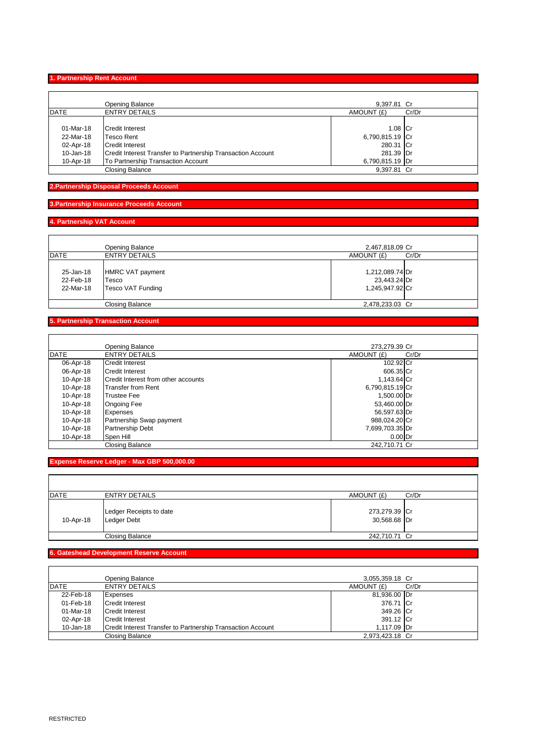## 1. Partnership Rent Account

| DATE | ENTRY DETAILS | AMOUNT (£) | Cr/Dr |
|---|---|---|---|
| | Opening Balance | 9,397.81 | Cr |
| 01-Mar-18 | Credit Interest | 1.08 | Cr |
| 22-Mar-18 | Tesco Rent | 6,790,815.19 | Cr |
| 02-Apr-18 | Credit Interest | 280.31 | Cr |
| 10-Jan-18 | Credit Interest Transfer to Partnership Transaction Account | 281.39 | Dr |
| 10-Apr-18 | To Partnership Transaction Account | 6,790,815.19 | Dr |
| | Closing Balance | 9,397.81 | Cr |

## 2.Partnership Disposal Proceeds Account

## 3.Partnership Insurance Proceeds Account

## 4. Partnership VAT Account

| DATE | ENTRY DETAILS | AMOUNT (£) | Cr/Dr |
|---|---|---|---|
| | Opening Balance | 2,467,818.09 | Cr |
| 25-Jan-18 | HMRC VAT payment | 1,212,089.74 | Dr |
| 22-Feb-18 | Tesco | 23,443.24 | Dr |
| 22-Mar-18 | Tesco VAT Funding | 1,245,947.92 | Cr |
| | Closing Balance | 2,478,233.03 | Cr |

## 5. Partnership Transaction Account

| DATE | ENTRY DETAILS | AMOUNT (£) | Cr/Dr |
|---|---|---|---|
| | Opening Balance | 273,279.39 | Cr |
| 06-Apr-18 | Credit Interest | 102.92 | Cr |
| 06-Apr-18 | Credit Interest | 606.35 | Cr |
| 10-Apr-18 | Credit Interest from other accounts | 1,143.64 | Cr |
| 10-Apr-18 | Transfer from Rent | 6,790,815.19 | Cr |
| 10-Apr-18 | Trustee Fee | 1,500.00 | Dr |
| 10-Apr-18 | Ongoing Fee | 53,460.00 | Dr |
| 10-Apr-18 | Expenses | 56,597.63 | Dr |
| 10-Apr-18 | Partnership Swap payment | 988,024.20 | Cr |
| 10-Apr-18 | Partnership Debt | 7,699,703.35 | Dr |
| 10-Apr-18 | Spen Hill | 0.00 | Dr |
| | Closing Balance | 242,710.71 | Cr |

## Expense Reserve Ledger - Max GBP 500,000.00

| DATE | ENTRY DETAILS | AMOUNT (£) | Cr/Dr |
|---|---|---|---|
| 10-Apr-18 | Ledger Receipts to date | 273,279.39 | Cr |
| | Ledger Debt | 30,568.68 | Dr |
| | Closing Balance | 242,710.71 | Cr |

## 6. Gateshead Development Reserve Account

| DATE | ENTRY DETAILS | AMOUNT (£) | Cr/Dr |
|---|---|---|---|
| | Opening Balance | 3,055,359.18 | Cr |
| 22-Feb-18 | Expenses | 81,936.00 | Dr |
| 01-Feb-18 | Credit Interest | 376.71 | Cr |
| 01-Mar-18 | Credit Interest | 349.26 | Cr |
| 02-Apr-18 | Credit Interest | 391.12 | Cr |
| 10-Jan-18 | Credit Interest Transfer to Partnership Transaction Account | 1,117.09 | Dr |
| | Closing Balance | 2,973,423.18 | Cr |

RESTRICTED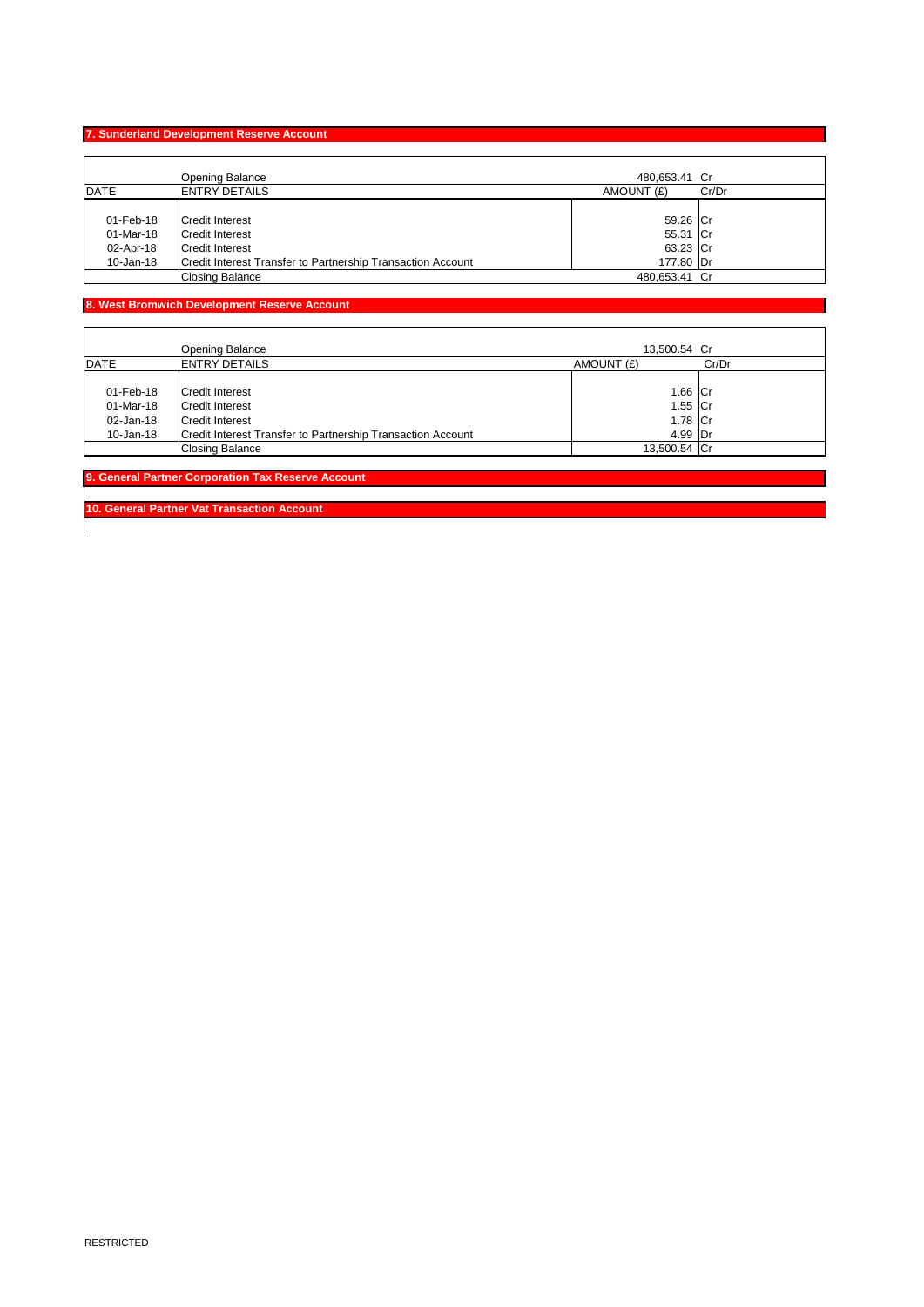## 7. Sunderland Development Reserve Account

| DATE | ENTRY DETAILS | AMOUNT (£) | Cr/Dr |
|---|---|---|---|
| | Opening Balance | 480,653.41 | Cr |
| 01-Feb-18 | Credit Interest | 59.26 | Cr |
| 01-Mar-18 | Credit Interest | 55.31 | Cr |
| 02-Apr-18 | Credit Interest | 63.23 | Cr |
| 10-Jan-18 | Credit Interest Transfer to Partnership Transaction Account | 177.80 | Dr |
| | Closing Balance | 480,653.41 | Cr |

## 8. West Bromwich Development Reserve Account

| DATE | ENTRY DETAILS | AMOUNT (£) | Cr/Dr |
|---|---|---|---|
| | Opening Balance | 13,500.54 | Cr |
| 01-Feb-18 | Credit Interest | 1.66 | Cr |
| 01-Mar-18 | Credit Interest | 1.55 | Cr |
| 02-Jan-18 | Credit Interest | 1.78 | Cr |
| 10-Jan-18 | Credit Interest Transfer to Partnership Transaction Account | 4.99 | Dr |
| | Closing Balance | 13,500.54 | Cr |

## 9. General Partner Corporation Tax Reserve Account

## 10. General Partner Vat Transaction Account

RESTRICTED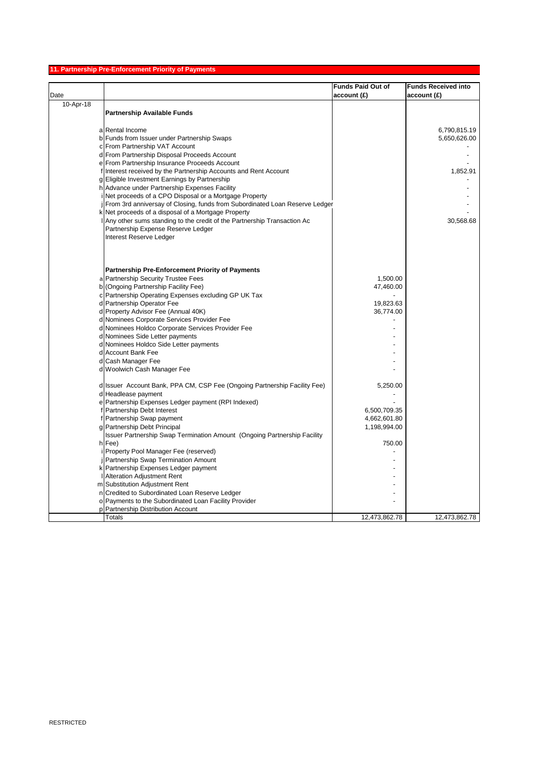## 11. Partnership Pre-Enforcement Priority of Payments

| Date | | | Funds Paid Out of account (£) | Funds Received into account (£) |
|---|---|---|---|---|
| 10-Apr-18 | | **Partnership Available Funds** | | |
| | a | Rental Income | | 6,790,815.19 |
| | b | Funds from Issuer under Partnership Swaps | | 5,650,626.00 |
| | c | From Partnership VAT Account | | - |
| | d | From Partnership Disposal Proceeds Account | | - |
| | e | From Partnership Insurance Proceeds Account | | - |
| | f | Interest received by the Partnership Accounts and Rent Account | | 1,852.91 |
| | g | Eligible Investment Earnings by Partnership | | - |
| | h | Advance under Partnership Expenses Facility | | - |
| | i | Net proceeds of a CPO Disposal or a Mortgage Property | | - |
| | j | From 3rd anniversay of Closing, funds from Subordinated Loan Reserve Ledger | | - |
| | k | Net proceeds of a disposal of a Mortgage Property | | - |
| | l | Any other sums standing to the credit of the Partnership Transaction Ac | | 30,568.68 |
| | | Partnership Expense Reserve Ledger | | |
| | | Interest Reserve Ledger | | |
| | | **Partnership Pre-Enforcement Priority of Payments** | | |
| | a | Partnership Security Trustee Fees | 1,500.00 | |
| | b | (Ongoing Partnership Facility Fee) | 47,460.00 | |
| | c | Partnership Operating Expenses excluding GP UK Tax | - | |
| | d | Partnership Operator Fee | 19,823.63 | |
| | d | Property Advisor Fee (Annual 40K) | 36,774.00 | |
| | d | Nominees Corporate Services Provider Fee | - | |
| | d | Nominees Holdco Corporate Services Provider Fee | - | |
| | d | Nominees Side Letter payments | - | |
| | d | Nominees Holdco Side Letter payments | - | |
| | d | Account Bank Fee | - | |
| | d | Cash Manager Fee | - | |
| | d | Woolwich Cash Manager Fee | - | |
| | d | Issuer Account Bank, PPA CM, CSP Fee (Ongoing Partnership Facility Fee) | 5,250.00 | |
| | d | Headlease payment | - | |
| | e | Partnership Expenses Ledger payment (RPI Indexed) | - | |
| | f | Partnership Debt Interest | 6,500,709.35 | |
| | f | Partnership Swap payment | 4,662,601.80 | |
| | g | Partnership Debt Principal | 1,198,994.00 | |
| | h | Issuer Partnership Swap Termination Amount (Ongoing Partnership Facility Fee) | 750.00 | |
| | i | Property Pool Manager Fee (reserved) | - | |
| | j | Partnership Swap Termination Amount | - | |
| | k | Partnership Expenses Ledger payment | - | |
| | l | Alteration Adjustment Rent | - | |
| | m | Substitution Adjustment Rent | - | |
| | n | Credited to Subordinated Loan Reserve Ledger | - | |
| | o | Payments to the Subordinated Loan Facility Provider | - | |
| | p | Partnership Distribution Account | | |
| | | Totals | 12,473,862.78 | 12,473,862.78 |

RESTRICTED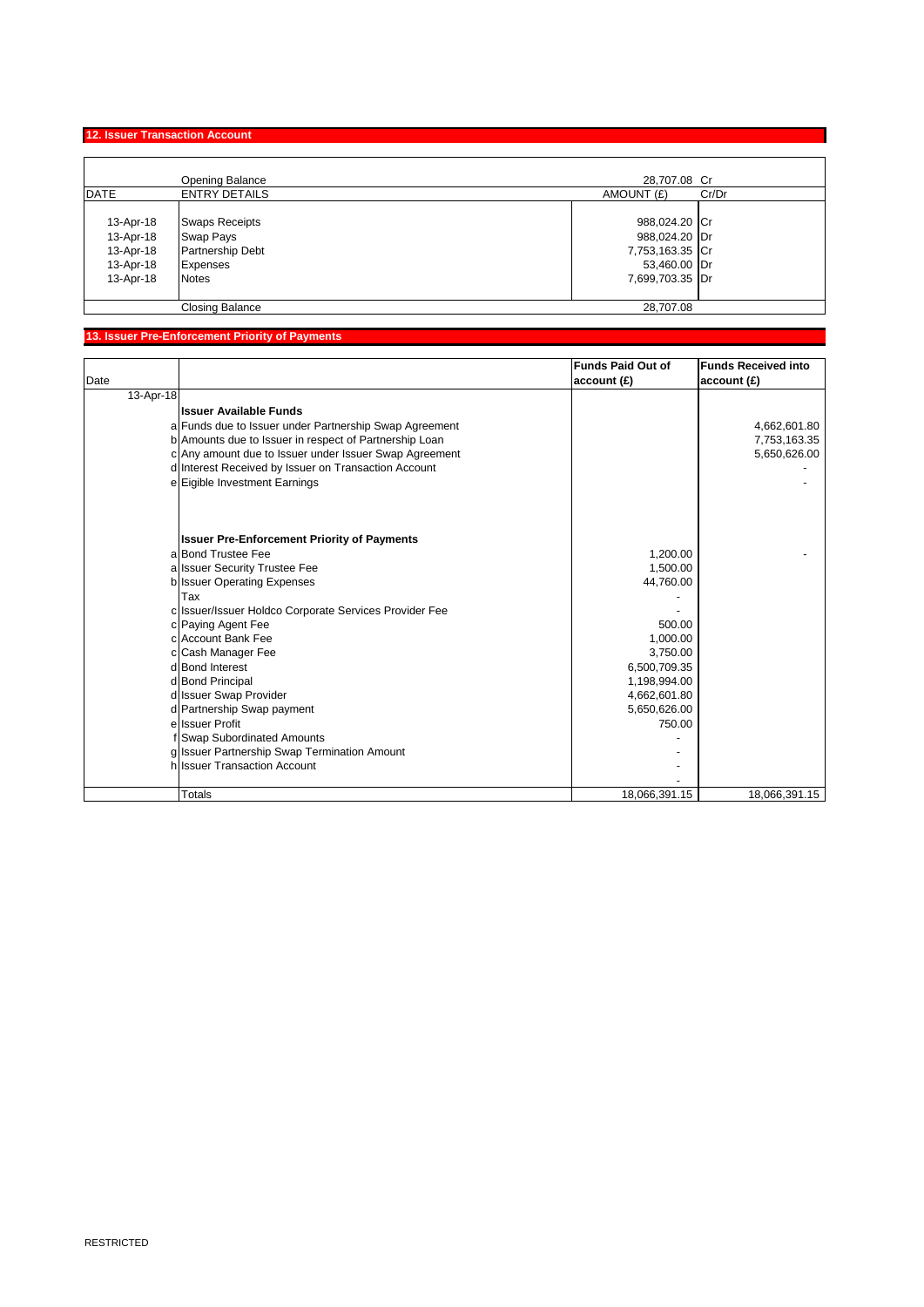## 12. Issuer Transaction Account

| DATE | ENTRY DETAILS | AMOUNT (£) | Cr/Dr |
|---|---|---|---|
| | Opening Balance | 28,707.08 | Cr |
| 13-Apr-18 | Swaps Receipts | 988,024.20 | Cr |
| 13-Apr-18 | Swap Pays | 988,024.20 | Dr |
| 13-Apr-18 | Partnership Debt | 7,753,163.35 | Cr |
| 13-Apr-18 | Expenses | 53,460.00 | Dr |
| 13-Apr-18 | Notes | 7,699,703.35 | Dr |
| | Closing Balance | 28,707.08 | |

## 13. Issuer Pre-Enforcement Priority of Payments

| Date | | | Funds Paid Out of account (£) | Funds Received into account (£) |
|---|---|---|---|---|
| 13-Apr-18 | | | | |
| | | **Issuer Available Funds** | | |
| | a | Funds due to Issuer under Partnership Swap Agreement | | 4,662,601.80 |
| | b | Amounts due to Issuer in respect of Partnership Loan | | 7,753,163.35 |
| | c | Any amount due to Issuer under Issuer Swap Agreement | | 5,650,626.00 |
| | d | Interest Received by Issuer on Transaction Account | | - |
| | e | Eigible Investment Earnings | | - |
| | | **Issuer Pre-Enforcement Priority of Payments** | | |
| | a | Bond Trustee Fee | 1,200.00 | - |
| | a | Issuer Security Trustee Fee | 1,500.00 | |
| | b | Issuer Operating Expenses | 44,760.00 | |
| | | Tax | - | |
| | c | Issuer/Issuer Holdco Corporate Services Provider Fee | - | |
| | c | Paying Agent Fee | 500.00 | |
| | c | Account Bank Fee | 1,000.00 | |
| | c | Cash Manager Fee | 3,750.00 | |
| | d | Bond Interest | 6,500,709.35 | |
| | d | Bond Principal | 1,198,994.00 | |
| | d | Issuer Swap Provider | 4,662,601.80 | |
| | d | Partnership Swap payment | 5,650,626.00 | |
| | e | Issuer Profit | 750.00 | |
| | f | Swap Subordinated Amounts | - | |
| | g | Issuer Partnership Swap Termination Amount | - | |
| | h | Issuer Transaction Account | - | |
| | | | - | |
| | | Totals | 18,066,391.15 | 18,066,391.15 |

RESTRICTED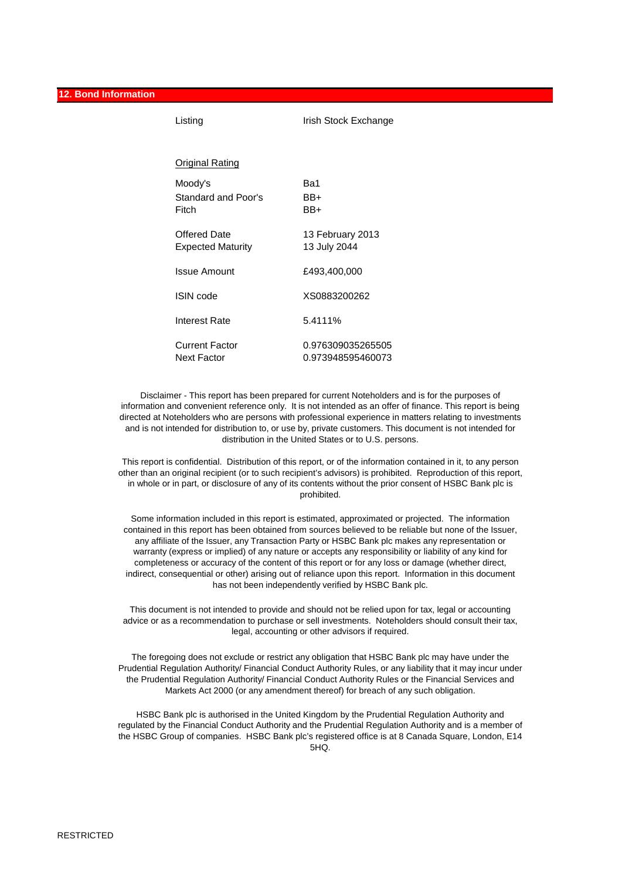## 12. Bond Information

| | |
|---|---|
| Listing | Irish Stock Exchange |
| Original Rating | |
| Moody's | Ba1 |
| Standard and Poor's | BB+ |
| Fitch | BB+ |
| Offered Date | 13 February 2013 |
| Expected Maturity | 13 July 2044 |
| Issue Amount | £493,400,000 |
| ISIN code | XS0883200262 |
| Interest Rate | 5.4111% |
| Current Factor | 0.976309035265505 |
| Next Factor | 0.973948595460073 |

Disclaimer - This report has been prepared for current Noteholders and is for the purposes of information and convenient reference only. It is not intended as an offer of finance. This report is being directed at Noteholders who are persons with professional experience in matters relating to investments and is not intended for distribution to, or use by, private customers. This document is not intended for distribution in the United States or to U.S. persons.

This report is confidential. Distribution of this report, or of the information contained in it, to any person other than an original recipient (or to such recipient's advisors) is prohibited. Reproduction of this report, in whole or in part, or disclosure of any of its contents without the prior consent of HSBC Bank plc is prohibited.

Some information included in this report is estimated, approximated or projected. The information contained in this report has been obtained from sources believed to be reliable but none of the Issuer, any affiliate of the Issuer, any Transaction Party or HSBC Bank plc makes any representation or warranty (express or implied) of any nature or accepts any responsibility or liability of any kind for completeness or accuracy of the content of this report or for any loss or damage (whether direct, indirect, consequential or other) arising out of reliance upon this report. Information in this document has not been independently verified by HSBC Bank plc.

This document is not intended to provide and should not be relied upon for tax, legal or accounting advice or as a recommendation to purchase or sell investments. Noteholders should consult their tax, legal, accounting or other advisors if required.

The foregoing does not exclude or restrict any obligation that HSBC Bank plc may have under the Prudential Regulation Authority/ Financial Conduct Authority Rules, or any liability that it may incur under the Prudential Regulation Authority/ Financial Conduct Authority Rules or the Financial Services and Markets Act 2000 (or any amendment thereof) for breach of any such obligation.

HSBC Bank plc is authorised in the United Kingdom by the Prudential Regulation Authority and regulated by the Financial Conduct Authority and the Prudential Regulation Authority and is a member of the HSBC Group of companies. HSBC Bank plc's registered office is at 8 Canada Square, London, E14 5HQ.

RESTRICTED